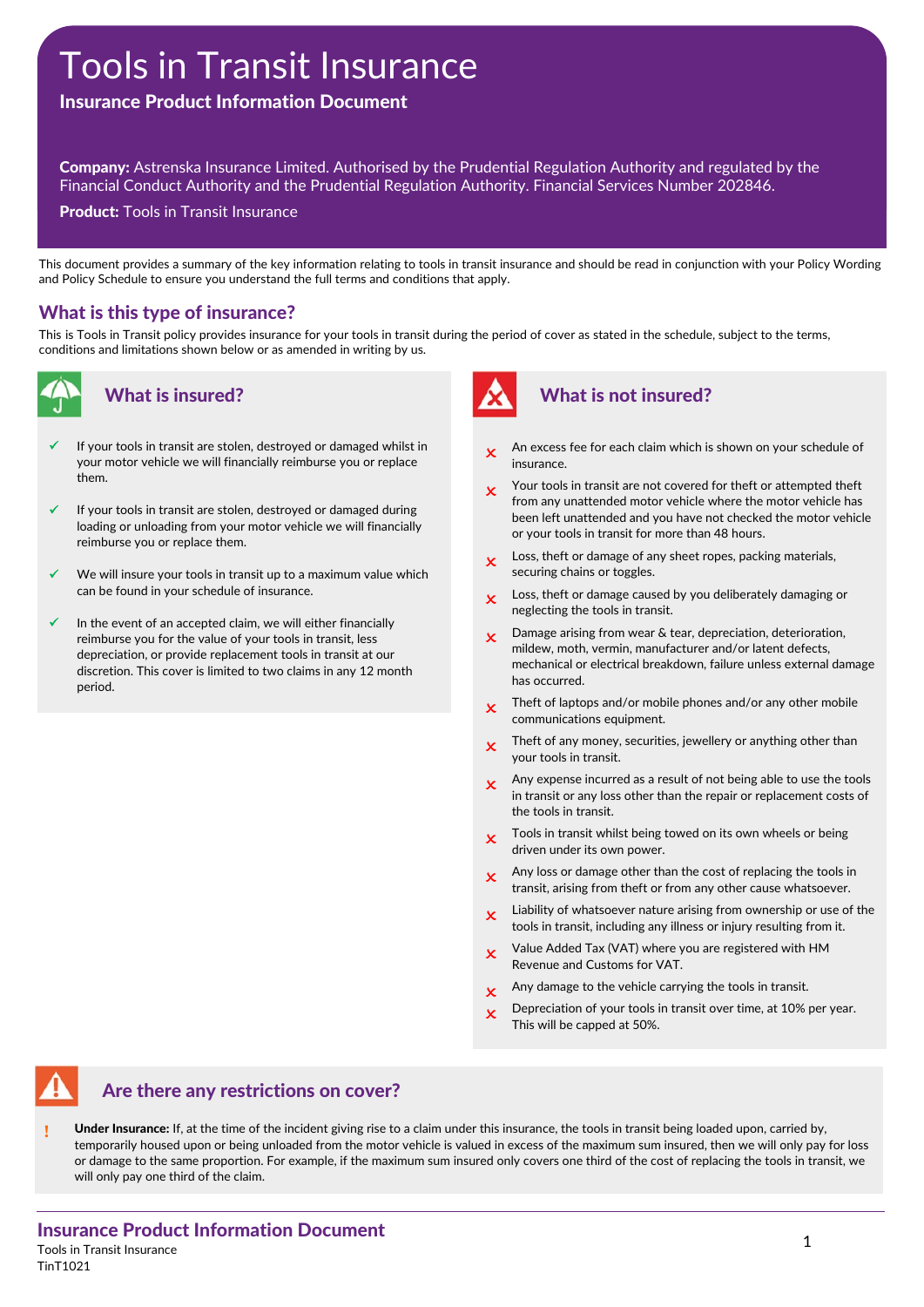# Tools in Transit Insurance

## Insurance Product Information Document

**Company:** Astrenska Insurance Limited. Authorised by the Prudential Regulation Authority and regulated by the Financial Conduct Authority and the Prudential Regulation Authority. Financial Services Number 202846.

**Product:** Tools in Transit Insurance

This document provides a summary of the key information relating to tools in transit insurance and should be read in conjunction with your Policy Wording and Policy Schedule to ensure you understand the full terms and conditions that apply.

## What is this type of insurance?

This is Tools in Transit policy provides insurance for your tools in transit during the period of cover as stated in the schedule, subject to the terms, conditions and limitations shown below or as amended in writing by us.

## What is insured?

- ✓ If your tools in transit are stolen, destroyed or damaged whilst in your motor vehicle we will financially reimburse you or replace them.
- ✓ If your tools in transit are stolen, destroyed or damaged during loading or unloading from your motor vehicle we will financially reimburse you or replace them.
- ✓ We will insure your tools in transit up to a maximum value which can be found in your schedule of insurance.
- ✓ In the event of an accepted claim, we will either financially reimburse you for the value of your tools in transit, less depreciation, or provide replacement tools in transit at our discretion. This cover is limited to two claims in any 12 month period.

## What is not insured?

- ✗ An excess fee for each claim which is shown on your schedule of insurance.
- ✗ Your tools in transit are not covered for theft or attempted theft from any unattended motor vehicle where the motor vehicle has been left unattended and you have not checked the motor vehicle or your tools in transit for more than 48 hours.
- ✗ Loss, theft or damage of any sheet ropes, packing materials, securing chains or toggles.
- ✗ Loss, theft or damage caused by you deliberately damaging or neglecting the tools in transit.
- ✗ Damage arising from wear & tear, depreciation, deterioration, mildew, moth, vermin, manufacturer and/or latent defects, mechanical or electrical breakdown, failure unless external damage has occurred.
- ✗ Theft of laptops and/or mobile phones and/or any other mobile communications equipment.
- ✗ Theft of any money, securities, jewellery or anything other than your tools in transit.
- ✗ Any expense incurred as a result of not being able to use the tools in transit or any loss other than the repair or replacement costs of the tools in transit.
- ✗ Tools in transit whilst being towed on its own wheels or being driven under its own power.
- ✗ Any loss or damage other than the cost of replacing the tools in transit, arising from theft or from any other cause whatsoever.
- ✗ Liability of whatsoever nature arising from ownership or use of the tools in transit, including any illness or injury resulting from it.
- ✗ Value Added Tax (VAT) where you are registered with HM Revenue and Customs for VAT.
- ✗ Any damage to the vehicle carrying the tools in transit.
- ✗ Depreciation of your tools in transit over time, at 10% per year. This will be capped at 50%.

## Are there any restrictions on cover?

! **Under Insurance:** If, at the time of the incident giving rise to a claim under this insurance, the tools in transit being loaded upon, carried by, temporarily housed upon or being unloaded from the motor vehicle is valued in excess of the maximum sum insured, then we will only pay for loss or damage to the same proportion. For example, if the maximum sum insured only covers one third of the cost of replacing the tools in transit, we will only pay one third of the claim.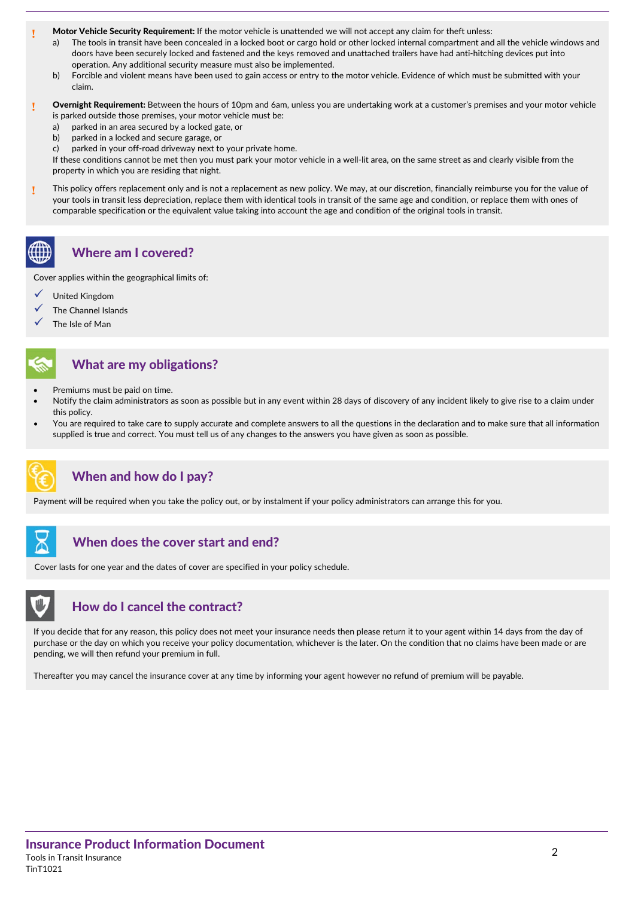! **Motor Vehicle Security Requirement:** If the motor vehicle is unattended we will not accept any claim for theft unless:

a) The tools in transit have been concealed in a locked boot or cargo hold or other locked internal compartment and all the vehicle windows and doors have been securely locked and fastened and the keys removed and unattached trailers have had anti-hitching devices put into operation. Any additional security measure must also be implemented.

b) Forcible and violent means have been used to gain access or entry to the motor vehicle. Evidence of which must be submitted with your claim.

! **Overnight Requirement:** Between the hours of 10pm and 6am, unless you are undertaking work at a customer's premises and your motor vehicle is parked outside those premises, your motor vehicle must be:

a) parked in an area secured by a locked gate, or

b) parked in a locked and secure garage, or

c) parked in your off-road driveway next to your private home.

If these conditions cannot be met then you must park your motor vehicle in a well-lit area, on the same street as and clearly visible from the property in which you are residing that night.

! This policy offers replacement only and is not a replacement as new policy. We may, at our discretion, financially reimburse you for the value of your tools in transit less depreciation, replace them with identical tools in transit of the same age and condition, or replace them with ones of comparable specification or the equivalent value taking into account the age and condition of the original tools in transit.

## Where am I covered?

Cover applies within the geographical limits of:

- ✓ United Kingdom
- ✓ The Channel Islands
- ✓ The Isle of Man

## What are my obligations?

- Premiums must be paid on time.
- Notify the claim administrators as soon as possible but in any event within 28 days of discovery of any incident likely to give rise to a claim under this policy.
- You are required to take care to supply accurate and complete answers to all the questions in the declaration and to make sure that all information supplied is true and correct. You must tell us of any changes to the answers you have given as soon as possible.

## When and how do I pay?

Payment will be required when you take the policy out, or by instalment if your policy administrators can arrange this for you.

## When does the cover start and end?

Cover lasts for one year and the dates of cover are specified in your policy schedule.

## How do I cancel the contract?

If you decide that for any reason, this policy does not meet your insurance needs then please return it to your agent within 14 days from the day of purchase or the day on which you receive your policy documentation, whichever is the later. On the condition that no claims have been made or are pending, we will then refund your premium in full.

Thereafter you may cancel the insurance cover at any time by informing your agent however no refund of premium will be payable.